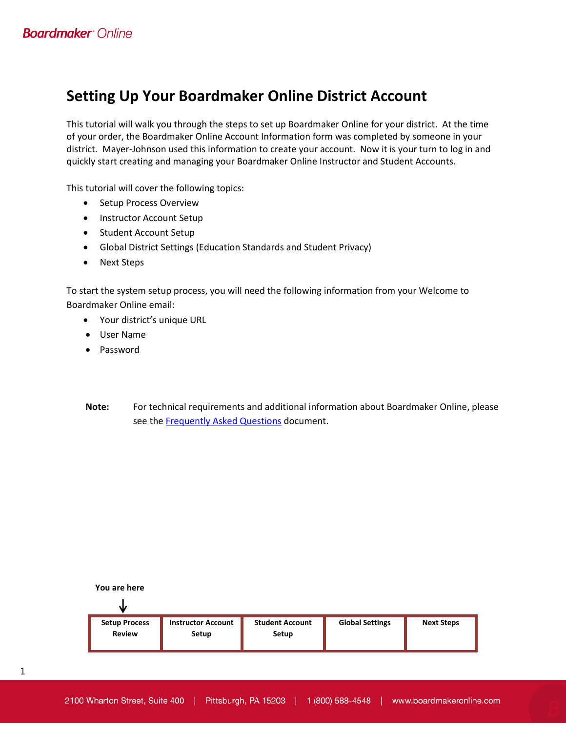# Setting Up Your Boardmaker Online District Account

This tutorial will walk you through the steps to set up Boardmaker Online for your district. At the time of your order, the Boardmaker Online Account Information form was completed by someone in your district. Mayer-Johnson used this information to create your account. Now it is your turn to log in and quickly start creating and managing your Boardmaker Online Instructor and Student Accounts.

This tutorial will cover the following topics:

- Setup Process Overview
- Instructor Account Setup
- Student Account Setup
- Global District Settings (Education Standards and Student Privacy)
- Next Steps

To start the system setup process, you will need the following information from your Welcome to Boardmaker Online email:

- Your district's unique URL
- User Name
- Password

**Note:** For technical requirements and additional information about Boardmaker Online, please see the Frequently Asked Questions document.

**You are here**
↓

| **Setup Process Review** | **Instructor Account Setup** | **Student Account Setup** | **Global Settings** | **Next Steps** |
|---|---|---|---|---|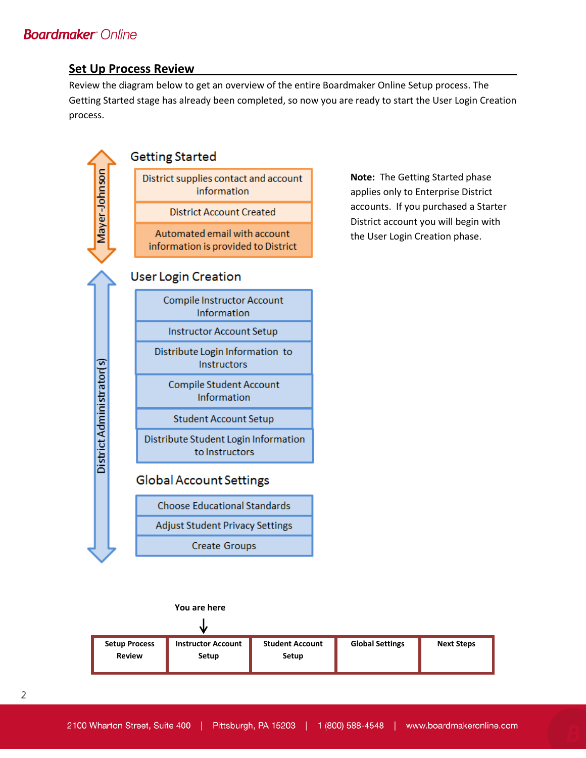## Set Up Process Review

Review the diagram below to get an overview of the entire Boardmaker Online Setup process. The Getting Started stage has already been completed, so now you are ready to start the User Login Creation process.

**Mayer-Johnson**

### Getting Started

- District supplies contact and account information
- District Account Created
- Automated email with account information is provided to District

**District Administrator(s)**

### User Login Creation

- Compile Instructor Account Information
- Instructor Account Setup
- Distribute Login Information to Instructors
- Compile Student Account Information
- Student Account Setup
- Distribute Student Login Information to Instructors

### Global Account Settings

- Choose Educational Standards
- Adjust Student Privacy Settings
- Create Groups

**Note:** The Getting Started phase applies only to Enterprise District accounts. If you purchased a Starter District account you will begin with the User Login Creation phase.

**You are here** ↓ (Instructor Account Setup)

| Setup Process Review | Instructor Account Setup | Student Account Setup | Global Settings | Next Steps |
|---|---|---|---|---|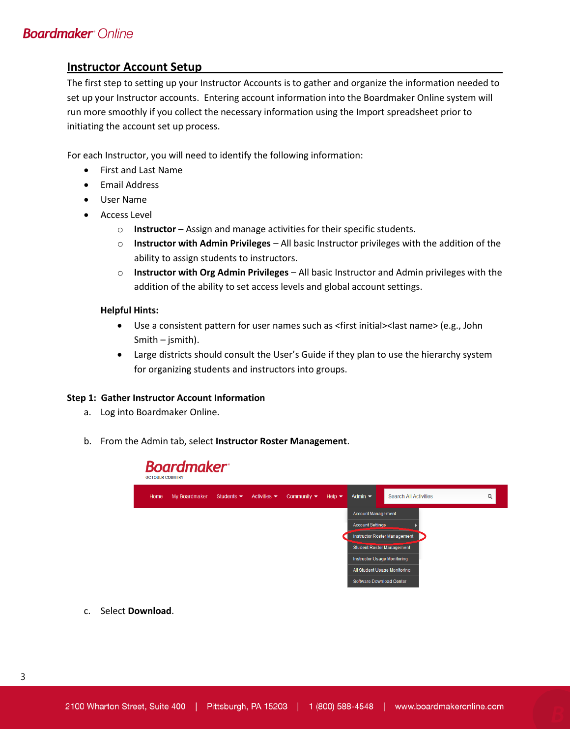## Instructor Account Setup

The first step to setting up your Instructor Accounts is to gather and organize the information needed to set up your Instructor accounts. Entering account information into the Boardmaker Online system will run more smoothly if you collect the necessary information using the Import spreadsheet prior to initiating the account set up process.

For each Instructor, you will need to identify the following information:

- First and Last Name
- Email Address
- User Name
- Access Level
  - **Instructor** – Assign and manage activities for their specific students.
  - **Instructor with Admin Privileges** – All basic Instructor privileges with the addition of the ability to assign students to instructors.
  - **Instructor with Org Admin Privileges** – All basic Instructor and Admin privileges with the addition of the ability to set access levels and global account settings.

**Helpful Hints:**

- Use a consistent pattern for user names such as <first initial><last name> (e.g., John Smith – jsmith).
- Large districts should consult the User's Guide if they plan to use the hierarchy system for organizing students and instructors into groups.

**Step 1: Gather Instructor Account Information**

a. Log into Boardmaker Online.

b. From the Admin tab, select **Instructor Roster Management**.

c. Select **Download**.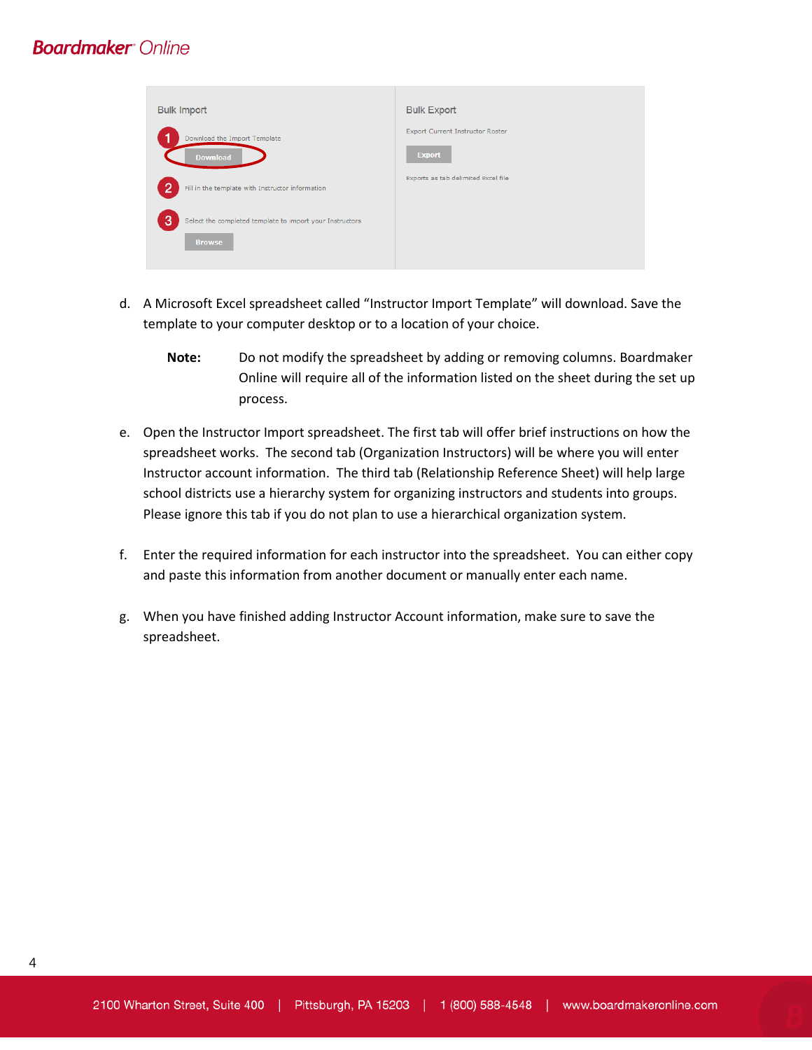Bulk Import

1. Download the Import Template

   Download

2. Fill in the template with Instructor information

3. Select the completed template to import your Instructors

   Browse

Bulk Export

Export Current Instructor Roster

Export

Exports as tab delimited Excel file

d. A Microsoft Excel spreadsheet called "Instructor Import Template" will download. Save the template to your computer desktop or to a location of your choice.

> **Note:** Do not modify the spreadsheet by adding or removing columns. Boardmaker Online will require all of the information listed on the sheet during the set up process.

e. Open the Instructor Import spreadsheet. The first tab will offer brief instructions on how the spreadsheet works. The second tab (Organization Instructors) will be where you will enter Instructor account information. The third tab (Relationship Reference Sheet) will help large school districts use a hierarchy system for organizing instructors and students into groups. Please ignore this tab if you do not plan to use a hierarchical organization system.

f. Enter the required information for each instructor into the spreadsheet. You can either copy and paste this information from another document or manually enter each name.

g. When you have finished adding Instructor Account information, make sure to save the spreadsheet.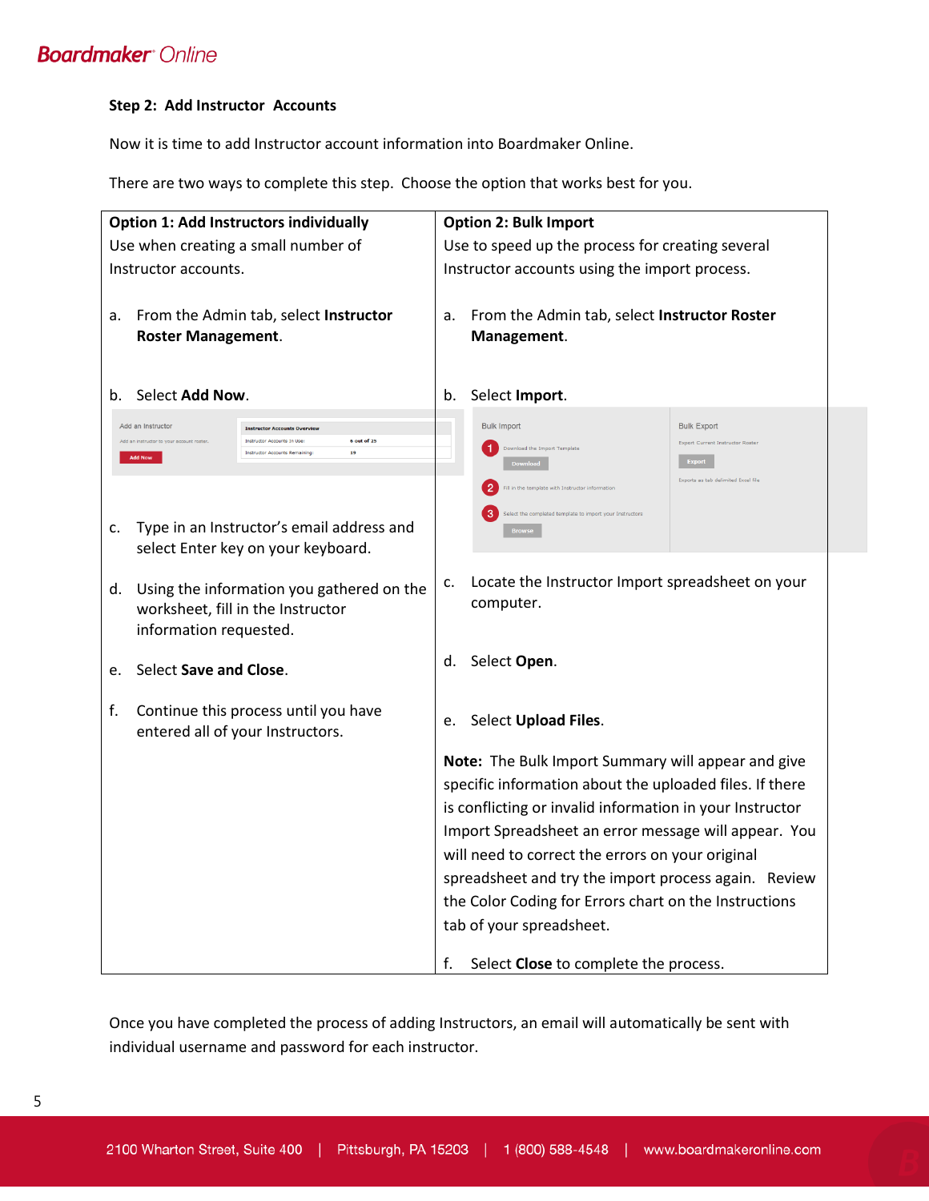### Step 2: Add Instructor Accounts

Now it is time to add Instructor account information into Boardmaker Online.

There are two ways to complete this step. Choose the option that works best for you.

| **Option 1: Add Instructors individually**<br>Use when creating a small number of Instructor accounts. | **Option 2: Bulk Import**<br>Use to speed up the process for creating several Instructor accounts using the import process. |
|---|---|
| a. From the Admin tab, select **Instructor Roster Management**. | a. From the Admin tab, select **Instructor Roster Management**. |
| b. Select **Add Now**. | b. Select **Import**. |
| c. Type in an Instructor's email address and select Enter key on your keyboard. | c. Locate the Instructor Import spreadsheet on your computer. |
| d. Using the information you gathered on the worksheet, fill in the Instructor information requested. | d. Select **Open**. |
| e. Select **Save and Close**. | e. Select **Upload Files**. |
| f. Continue this process until you have entered all of your Instructors. | **Note:** The Bulk Import Summary will appear and give specific information about the uploaded files. If there is conflicting or invalid information in your Instructor Import Spreadsheet an error message will appear. You will need to correct the errors on your original spreadsheet and try the import process again. Review the Color Coding for Errors chart on the Instructions tab of your spreadsheet. |
| | f. Select **Close** to complete the process. |

Once you have completed the process of adding Instructors, an email will automatically be sent with individual username and password for each instructor.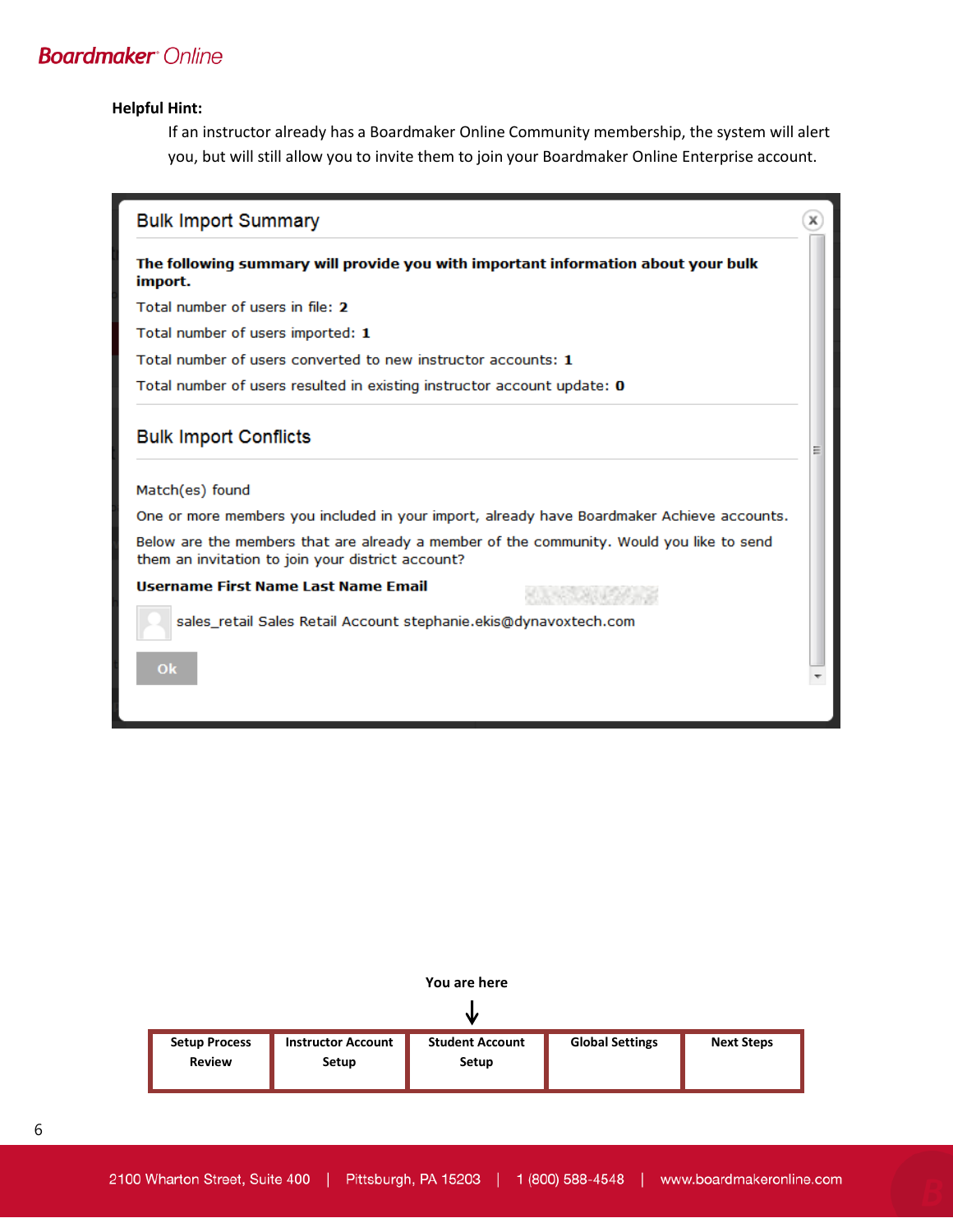**Helpful Hint:**

If an instructor already has a Boardmaker Online Community membership, the system will alert you, but will still allow you to invite them to join your Boardmaker Online Enterprise account.

## Bulk Import Summary

**The following summary will provide you with important information about your bulk import.**

Total number of users in file: **2**

Total number of users imported: **1**

Total number of users converted to new instructor accounts: **1**

Total number of users resulted in existing instructor account update: **0**

## Bulk Import Conflicts

Match(es) found

One or more members you included in your import, already have Boardmaker Achieve accounts.

Below are the members that are already a member of the community. Would you like to send them an invitation to join your district account?

**Username First Name Last Name Email**

sales_retail Sales Retail Account stephanie.ekis@dynavoxtech.com

Ok

You are here

| Setup Process Review | Instructor Account Setup | Student Account Setup | Global Settings | Next Steps |
| --- | --- | --- | --- | --- |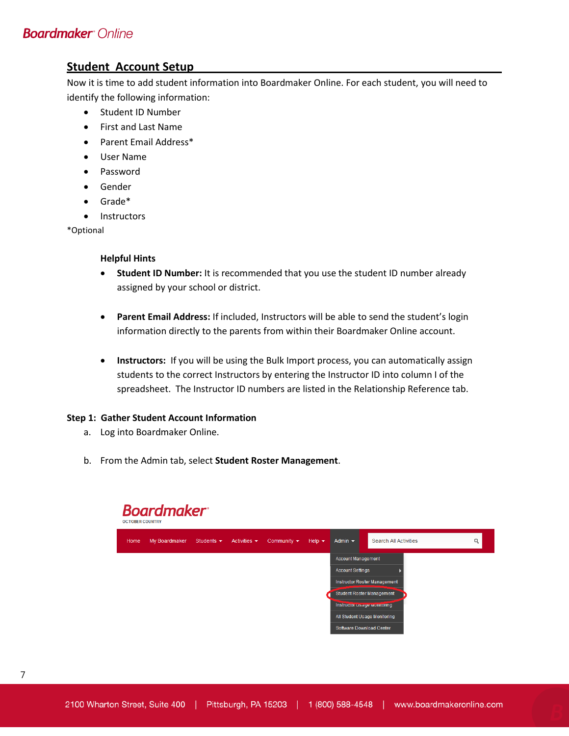## Student Account Setup

Now it is time to add student information into Boardmaker Online. For each student, you will need to identify the following information:

- Student ID Number
- First and Last Name
- Parent Email Address*
- User Name
- Password
- Gender
- Grade*
- Instructors

*Optional

**Helpful Hints**

- **Student ID Number:** It is recommended that you use the student ID number already assigned by your school or district.
- **Parent Email Address:** If included, Instructors will be able to send the student's login information directly to the parents from within their Boardmaker Online account.
- **Instructors:** If you will be using the Bulk Import process, you can automatically assign students to the correct Instructors by entering the Instructor ID into column I of the spreadsheet. The Instructor ID numbers are listed in the Relationship Reference tab.

**Step 1: Gather Student Account Information**

a. Log into Boardmaker Online.

b. From the Admin tab, select **Student Roster Management**.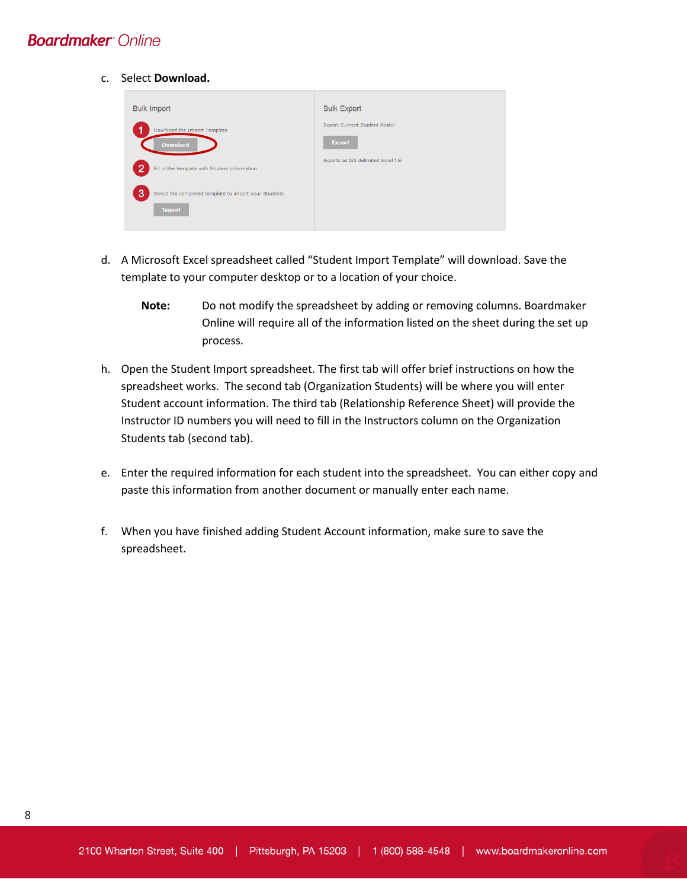c. Select **Download.**

Bulk Import

1. Download the Import Template

Download

2. Fill in the template with Student information

3. Select the completed template to import your Students

Import

Bulk Export

Export Current Student Roster

Export

Exports as tab delimited Excel file

d. A Microsoft Excel spreadsheet called "Student Import Template" will download. Save the template to your computer desktop or to a location of your choice.

**Note:** Do not modify the spreadsheet by adding or removing columns. Boardmaker Online will require all of the information listed on the sheet during the set up process.

h. Open the Student Import spreadsheet. The first tab will offer brief instructions on how the spreadsheet works. The second tab (Organization Students) will be where you will enter Student account information. The third tab (Relationship Reference Sheet) will provide the Instructor ID numbers you will need to fill in the Instructors column on the Organization Students tab (second tab).

e. Enter the required information for each student into the spreadsheet. You can either copy and paste this information from another document or manually enter each name.

f. When you have finished adding Student Account information, make sure to save the spreadsheet.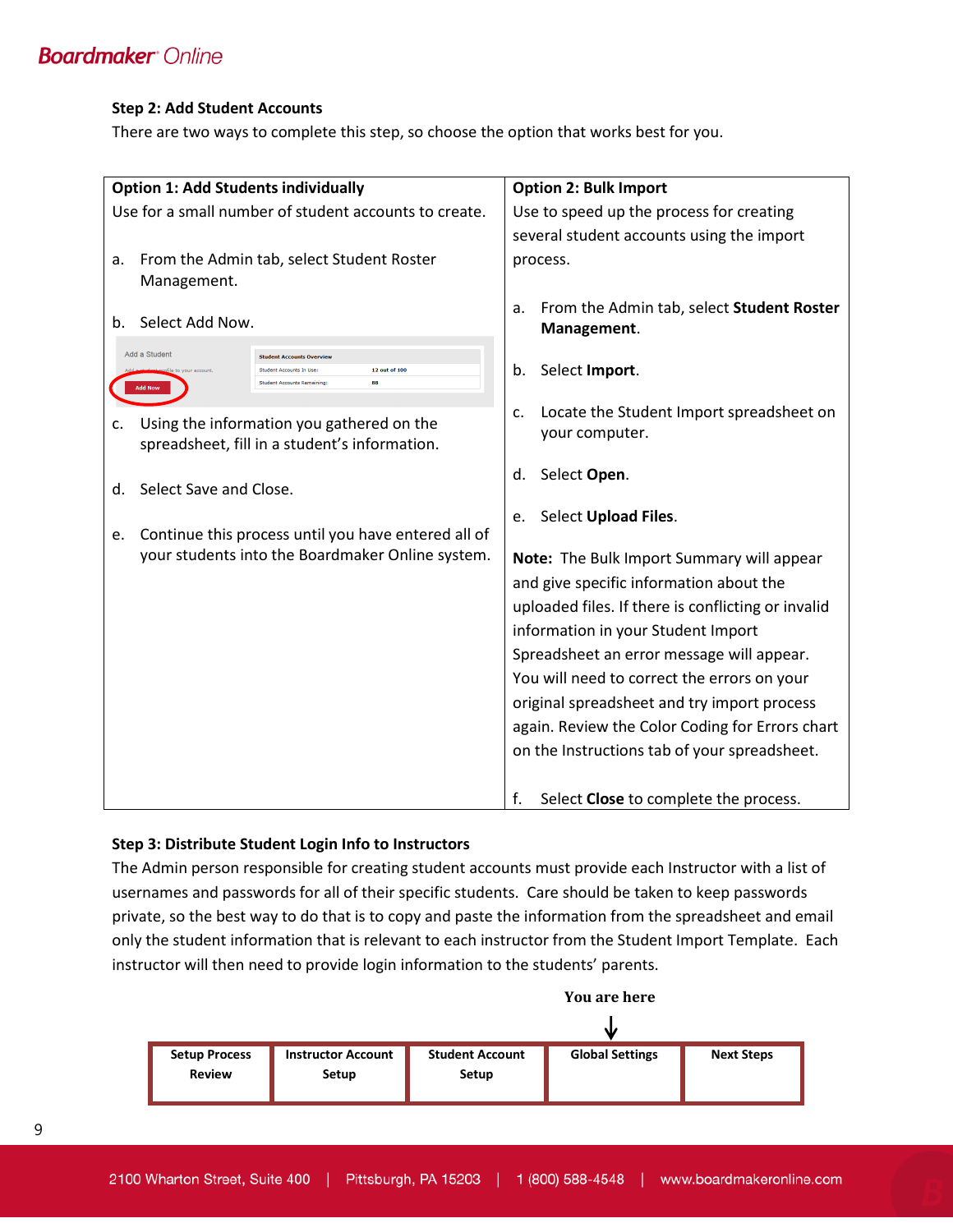**Step 2: Add Student Accounts**

There are two ways to complete this step, so choose the option that works best for you.

| **Option 1: Add Students individually** | **Option 2: Bulk Import** |
|---|---|
| Use for a small number of student accounts to create.<br><br>a. From the Admin tab, select Student Roster Management.<br><br>b. Select Add Now.<br><br>Add a Student<br>Add a student profile to your account.<br>Add Now<br><br>Student Accounts Overview<br>Student Accounts In Use: 12 out of 100<br>Student Accounts Remaining: 88<br><br>c. Using the information you gathered on the spreadsheet, fill in a student's information.<br><br>d. Select Save and Close.<br><br>e. Continue this process until you have entered all of your students into the Boardmaker Online system. | Use to speed up the process for creating several student accounts using the import process.<br><br>a. From the Admin tab, select **Student Roster Management**.<br><br>b. Select **Import**.<br><br>c. Locate the Student Import spreadsheet on your computer.<br><br>d. Select **Open**.<br><br>e. Select **Upload Files**.<br><br>**Note:** The Bulk Import Summary will appear and give specific information about the uploaded files. If there is conflicting or invalid information in your Student Import Spreadsheet an error message will appear. You will need to correct the errors on your original spreadsheet and try import process again. Review the Color Coding for Errors chart on the Instructions tab of your spreadsheet.<br><br>f. Select **Close** to complete the process. |

**Step 3: Distribute Student Login Info to Instructors**

The Admin person responsible for creating student accounts must provide each Instructor with a list of usernames and passwords for all of their specific students. Care should be taken to keep passwords private, so the best way to do that is to copy and paste the information from the spreadsheet and email only the student information that is relevant to each instructor from the Student Import Template. Each instructor will then need to provide login information to the students' parents.

**You are here** ↓ (Global Settings)

| Setup Process Review | Instructor Account Setup | Student Account Setup | Global Settings | Next Steps |
|---|---|---|---|---|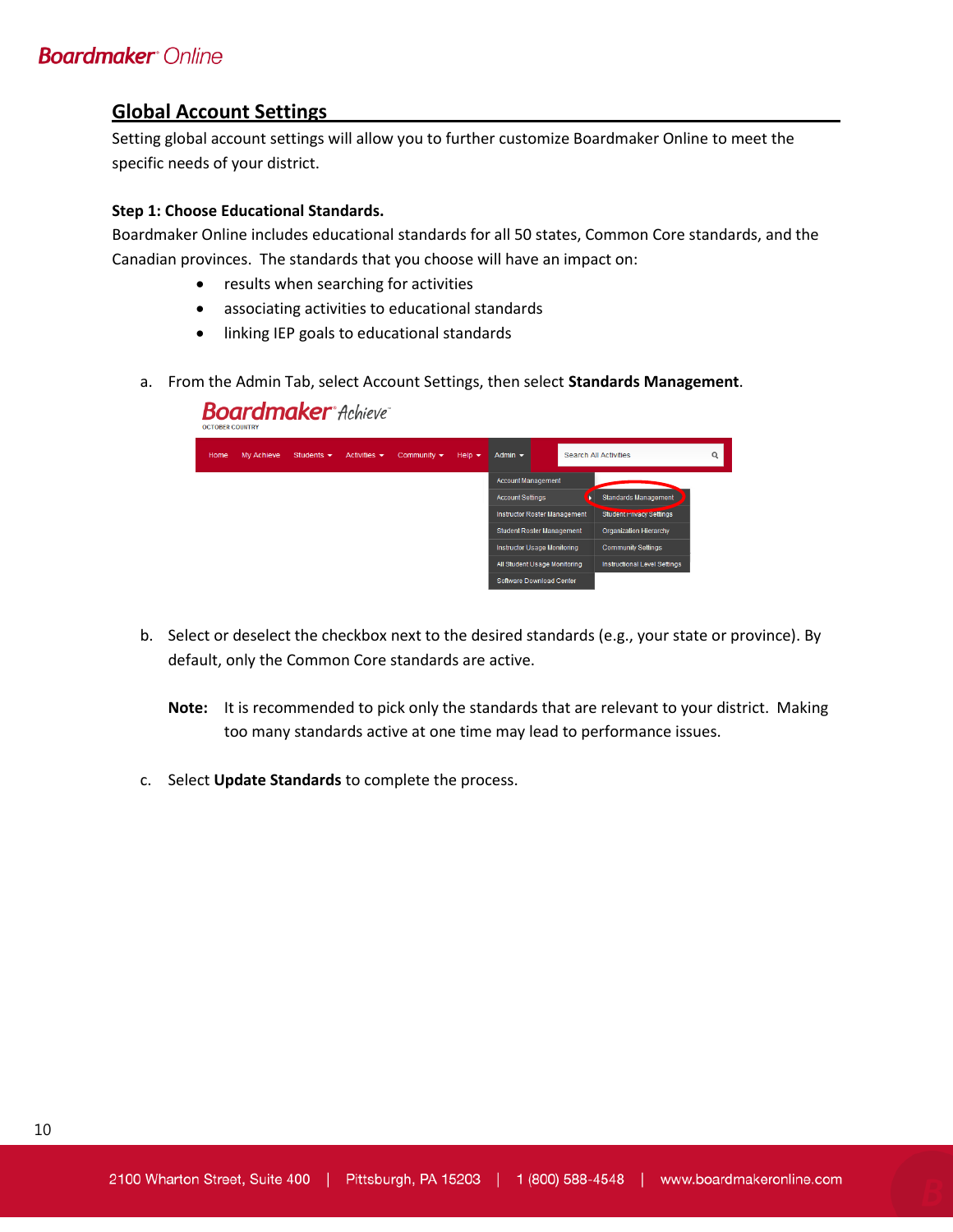## Global Account Settings

Setting global account settings will allow you to further customize Boardmaker Online to meet the specific needs of your district.

**Step 1: Choose Educational Standards.**

Boardmaker Online includes educational standards for all 50 states, Common Core standards, and the Canadian provinces. The standards that you choose will have an impact on:

- results when searching for activities
- associating activities to educational standards
- linking IEP goals to educational standards

a. From the Admin Tab, select Account Settings, then select **Standards Management**.

b. Select or deselect the checkbox next to the desired standards (e.g., your state or province). By default, only the Common Core standards are active.

**Note:** It is recommended to pick only the standards that are relevant to your district. Making too many standards active at one time may lead to performance issues.

c. Select **Update Standards** to complete the process.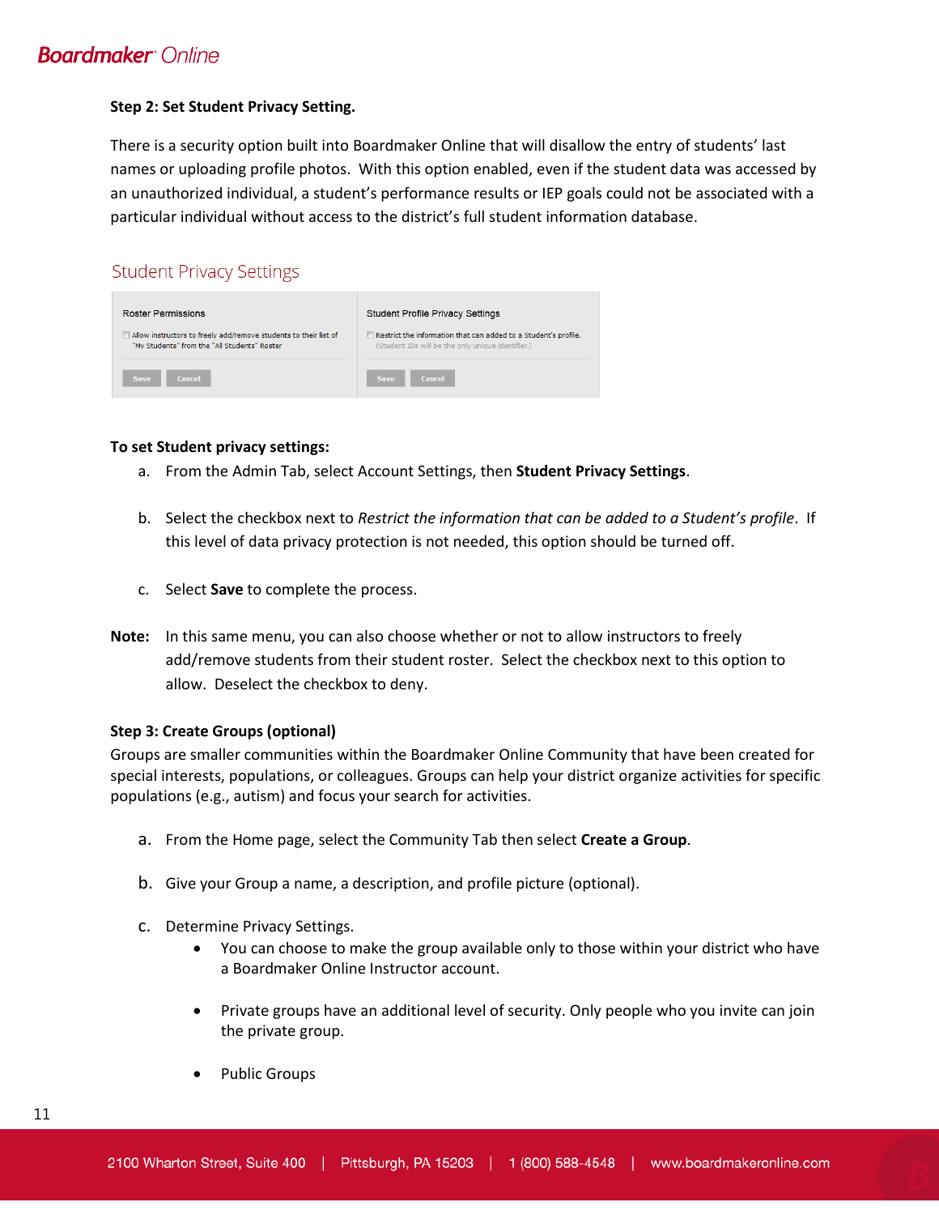**Step 2: Set Student Privacy Setting.**

There is a security option built into Boardmaker Online that will disallow the entry of students' last names or uploading profile photos. With this option enabled, even if the student data was accessed by an unauthorized individual, a student's performance results or IEP goals could not be associated with a particular individual without access to the district's full student information database.

Student Privacy Settings

| Roster Permissions | Student Profile Privacy Settings |
| --- | --- |
| Allow instructors to freely add/remove students to their list of "My Students" from the "All Students" Roster | Restrict the information that can added to a Student's profile. (Student IDs will be the only unique identifier.) |
| Save Cancel | Save Cancel |

**To set Student privacy settings:**

a. From the Admin Tab, select Account Settings, then **Student Privacy Settings**.

b. Select the checkbox next to *Restrict the information that can be added to a Student's profile*. If this level of data privacy protection is not needed, this option should be turned off.

c. Select **Save** to complete the process.

**Note:** In this same menu, you can also choose whether or not to allow instructors to freely add/remove students from their student roster. Select the checkbox next to this option to allow. Deselect the checkbox to deny.

**Step 3: Create Groups (optional)**

Groups are smaller communities within the Boardmaker Online Community that have been created for special interests, populations, or colleagues. Groups can help your district organize activities for specific populations (e.g., autism) and focus your search for activities.

a. From the Home page, select the Community Tab then select **Create a Group**.

b. Give your Group a name, a description, and profile picture (optional).

c. Determine Privacy Settings.
   - You can choose to make the group available only to those within your district who have a Boardmaker Online Instructor account.
   - Private groups have an additional level of security. Only people who you invite can join the private group.
   - Public Groups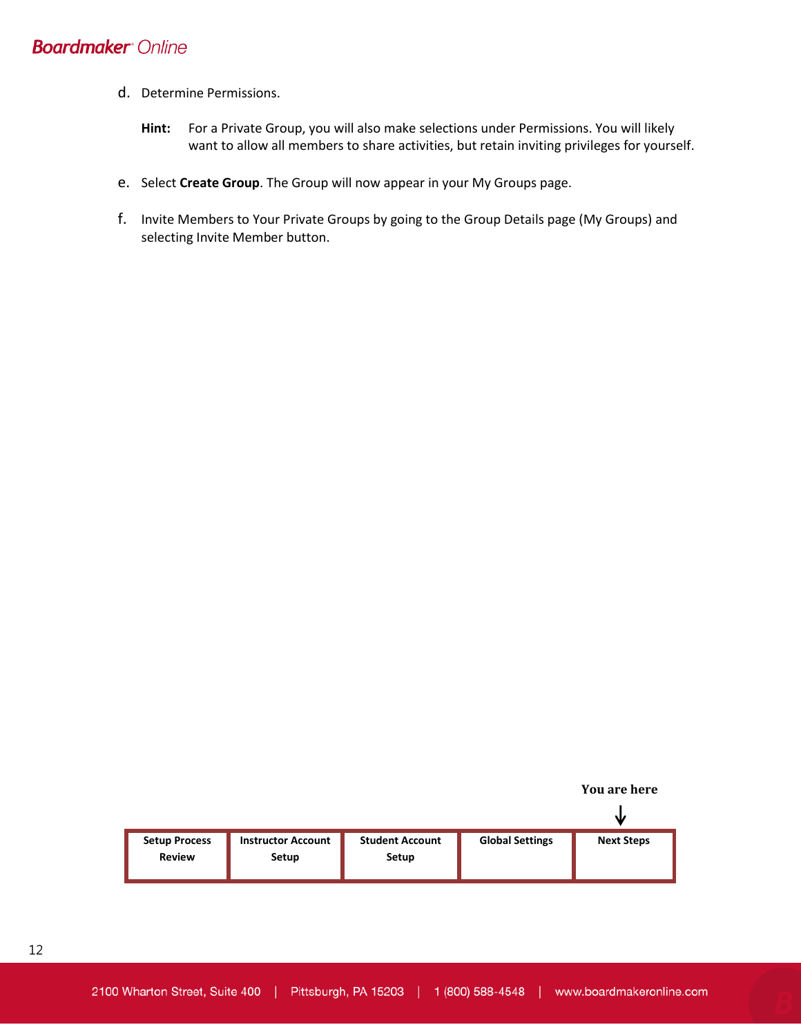d. Determine Permissions.

**Hint:** For a Private Group, you will also make selections under Permissions. You will likely want to allow all members to share activities, but retain inviting privileges for yourself.

e. Select **Create Group**. The Group will now appear in your My Groups page.

f. Invite Members to Your Private Groups by going to the Group Details page (My Groups) and selecting Invite Member button.

You are here ↓

| Setup Process Review | Instructor Account Setup | Student Account Setup | Global Settings | Next Steps |
|---|---|---|---|---|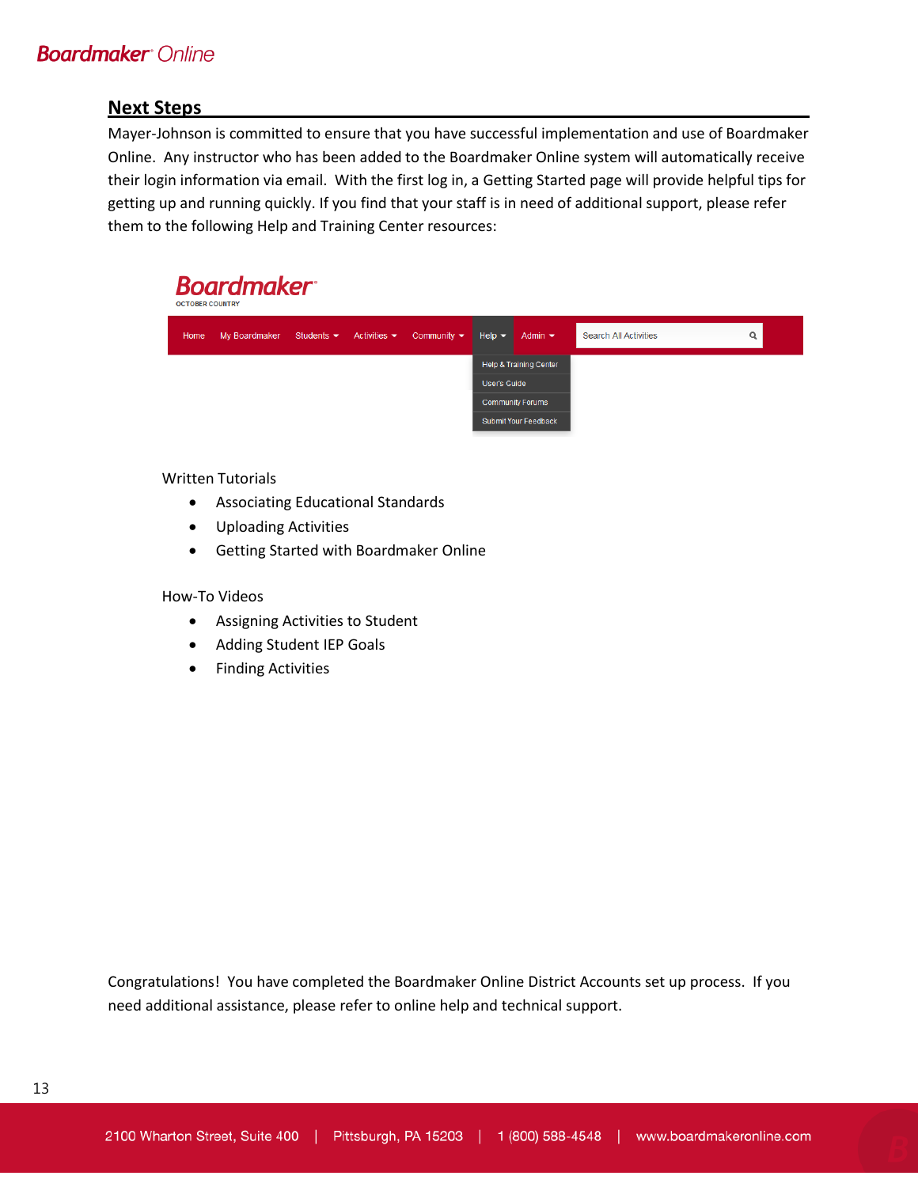## Next Steps

Mayer-Johnson is committed to ensure that you have successful implementation and use of Boardmaker Online. Any instructor who has been added to the Boardmaker Online system will automatically receive their login information via email. With the first log in, a Getting Started page will provide helpful tips for getting up and running quickly. If you find that your staff is in need of additional support, please refer them to the following Help and Training Center resources:

Boardmaker
OCTOBER COUNTRY

Home | My Boardmaker | Students | Activities | Community | Help | Admin | Search All Activities

Help & Training Center
User's Guide
Community Forums
Submit Your Feedback

Written Tutorials

- Associating Educational Standards
- Uploading Activities
- Getting Started with Boardmaker Online

How-To Videos

- Assigning Activities to Student
- Adding Student IEP Goals
- Finding Activities

Congratulations! You have completed the Boardmaker Online District Accounts set up process. If you need additional assistance, please refer to online help and technical support.